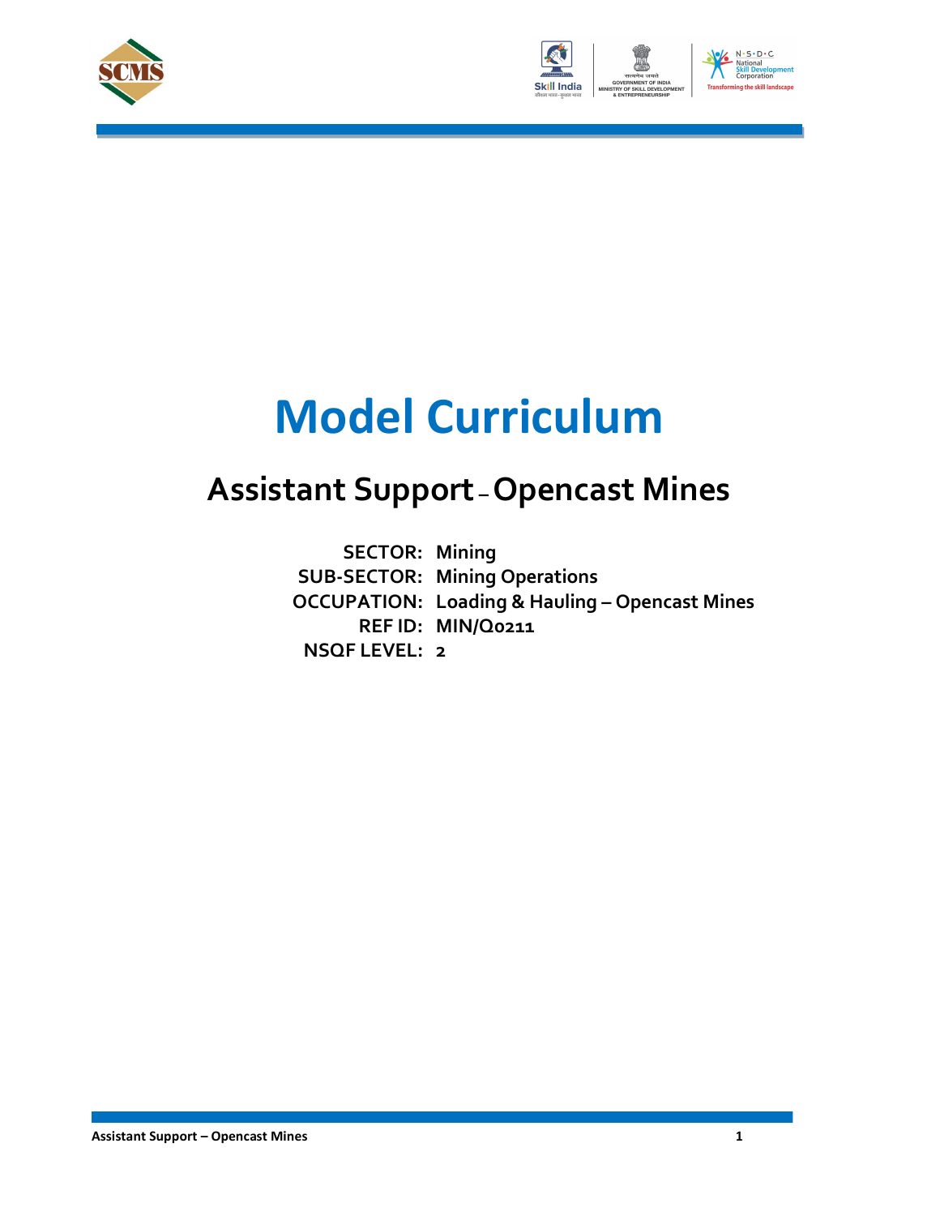# Model Curriculum

## Assistant Support – Opencast Mines

**SECTOR:** Mining
**SUB-SECTOR:** Mining Operations
**OCCUPATION:** Loading & Hauling – Opencast Mines
**REF ID:** MIN/Q0211
**NSQF LEVEL:** 2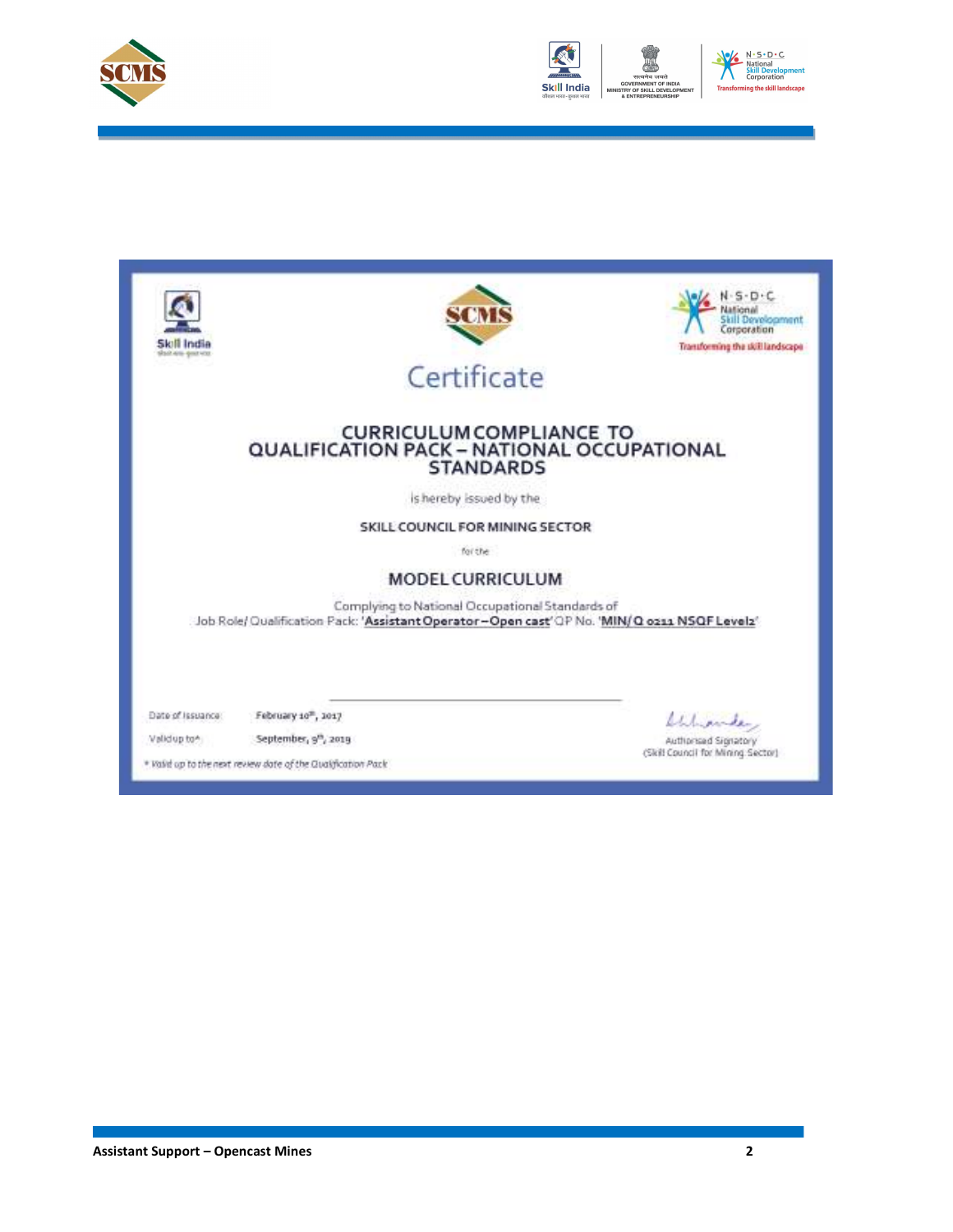# Certificate

## CURRICULUM COMPLIANCE TO QUALIFICATION PACK – NATIONAL OCCUPATIONAL STANDARDS

is hereby issued by the

**SKILL COUNCIL FOR MINING SECTOR**

for the

## MODEL CURRICULUM

Complying to National Occupational Standards of
Job Role/ Qualification Pack: '**Assistant Operator – Open cast**' QP No. '**MIN/ Q 0211 NSQF Level2**'

Date of Issuance: February 10th, 2017

Valid up to*: September, 9th, 2019

*Valid up to the next review date of the Qualification Pack*

Authorised Signatory
(Skill Council for Mining Sector)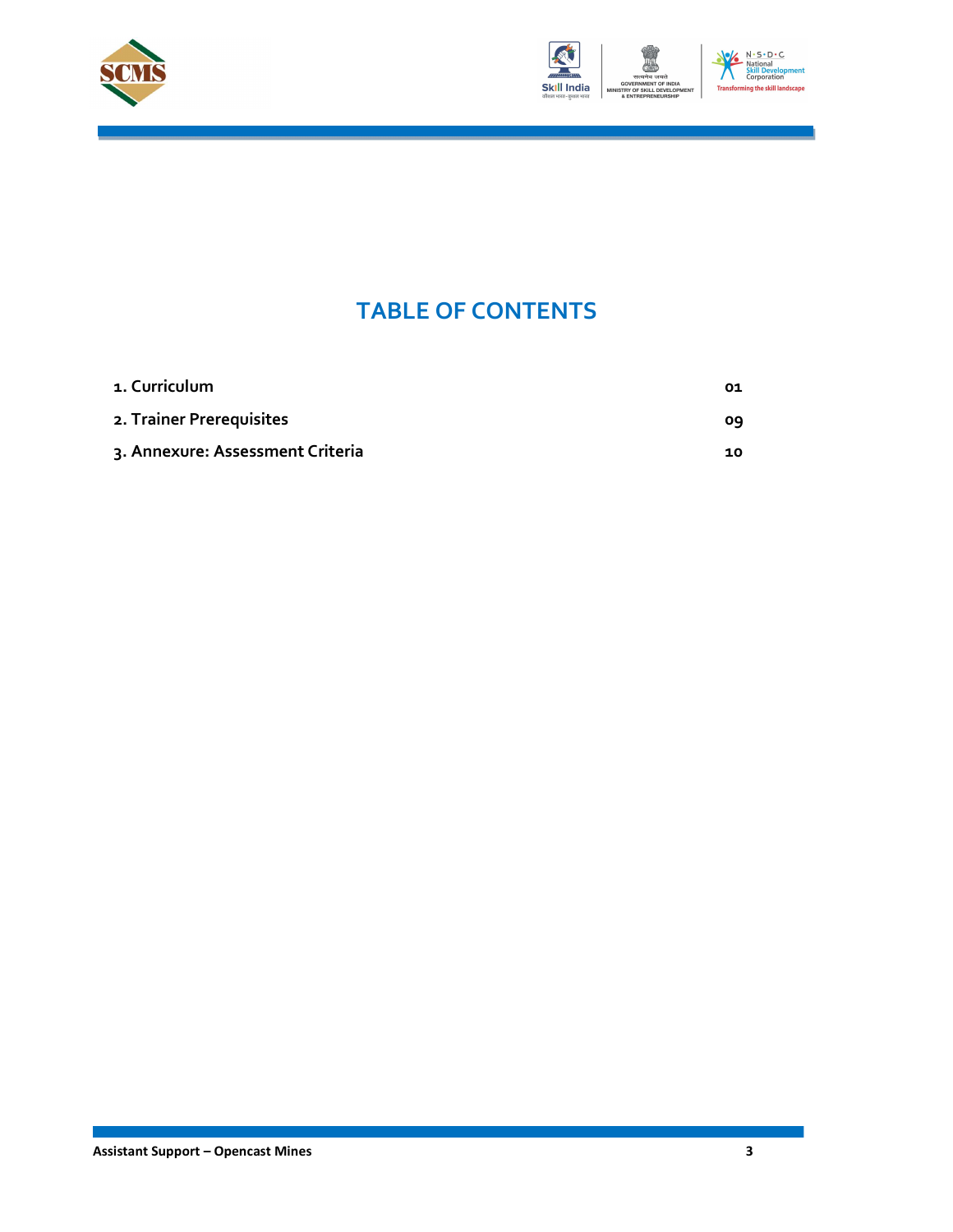# TABLE OF CONTENTS

| | |
|---|---|
| 1. Curriculum | 01 |
| 2. Trainer Prerequisites | 09 |
| 3. Annexure: Assessment Criteria | 10 |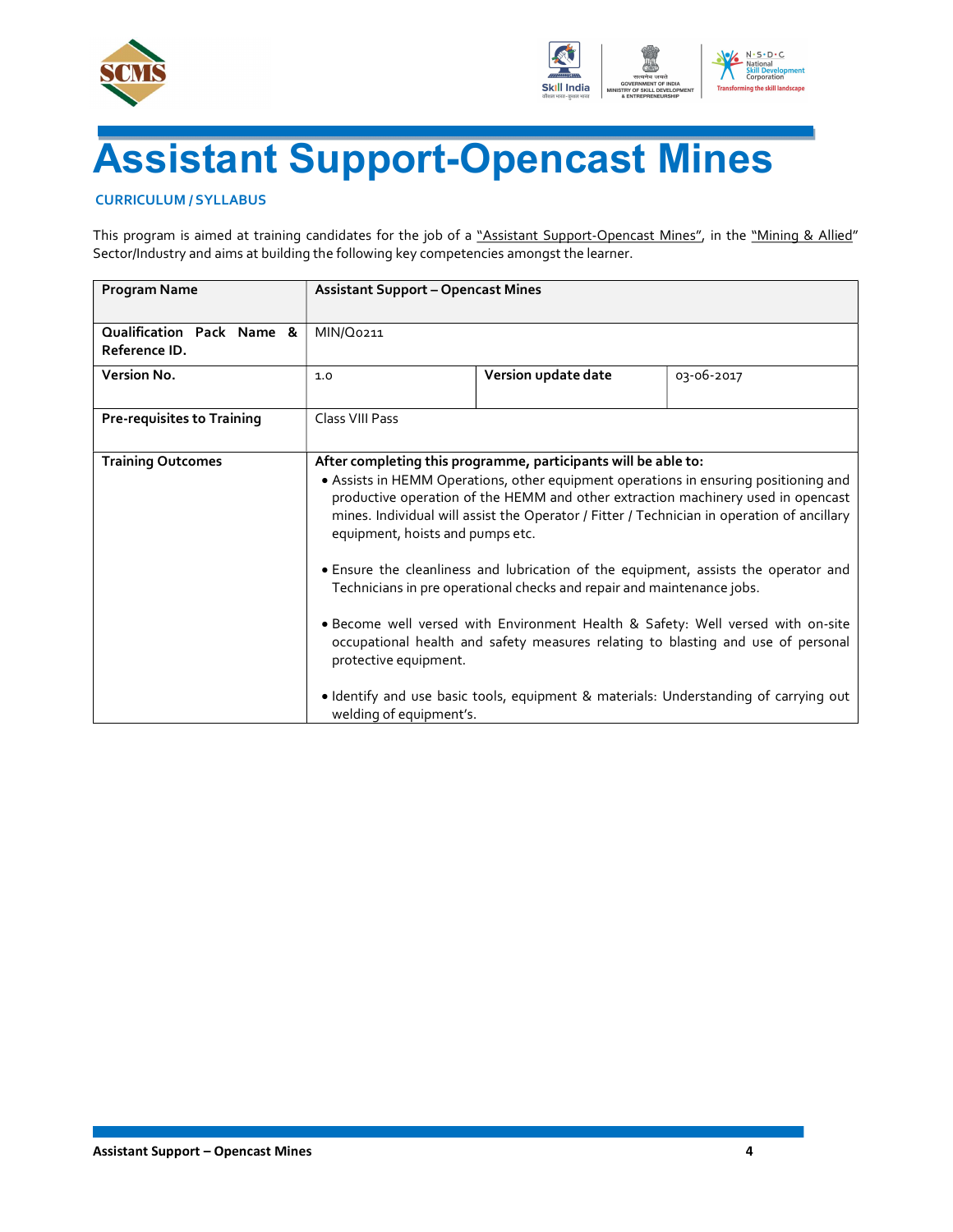# Assistant Support-Opencast Mines

**CURRICULUM / SYLLABUS**

This program is aimed at training candidates for the job of a "Assistant Support-Opencast Mines", in the "Mining & Allied" Sector/Industry and aims at building the following key competencies amongst the learner.

| Program Name | Assistant Support – Opencast Mines | | |
|---|---|---|---|
| Qualification Pack Name & Reference ID. | MIN/Q0211 | | |
| Version No. | 1.0 | Version update date | 03-06-2017 |
| Pre-requisites to Training | Class VIII Pass | | |
| Training Outcomes | **After completing this programme, participants will be able to:**<br>• Assists in HEMM Operations, other equipment operations in ensuring positioning and productive operation of the HEMM and other extraction machinery used in opencast mines. Individual will assist the Operator / Fitter / Technician in operation of ancillary equipment, hoists and pumps etc.<br>• Ensure the cleanliness and lubrication of the equipment, assists the operator and Technicians in pre operational checks and repair and maintenance jobs.<br>• Become well versed with Environment Health & Safety: Well versed with on-site occupational health and safety measures relating to blasting and use of personal protective equipment.<br>• Identify and use basic tools, equipment & materials: Understanding of carrying out welding of equipment's. | | |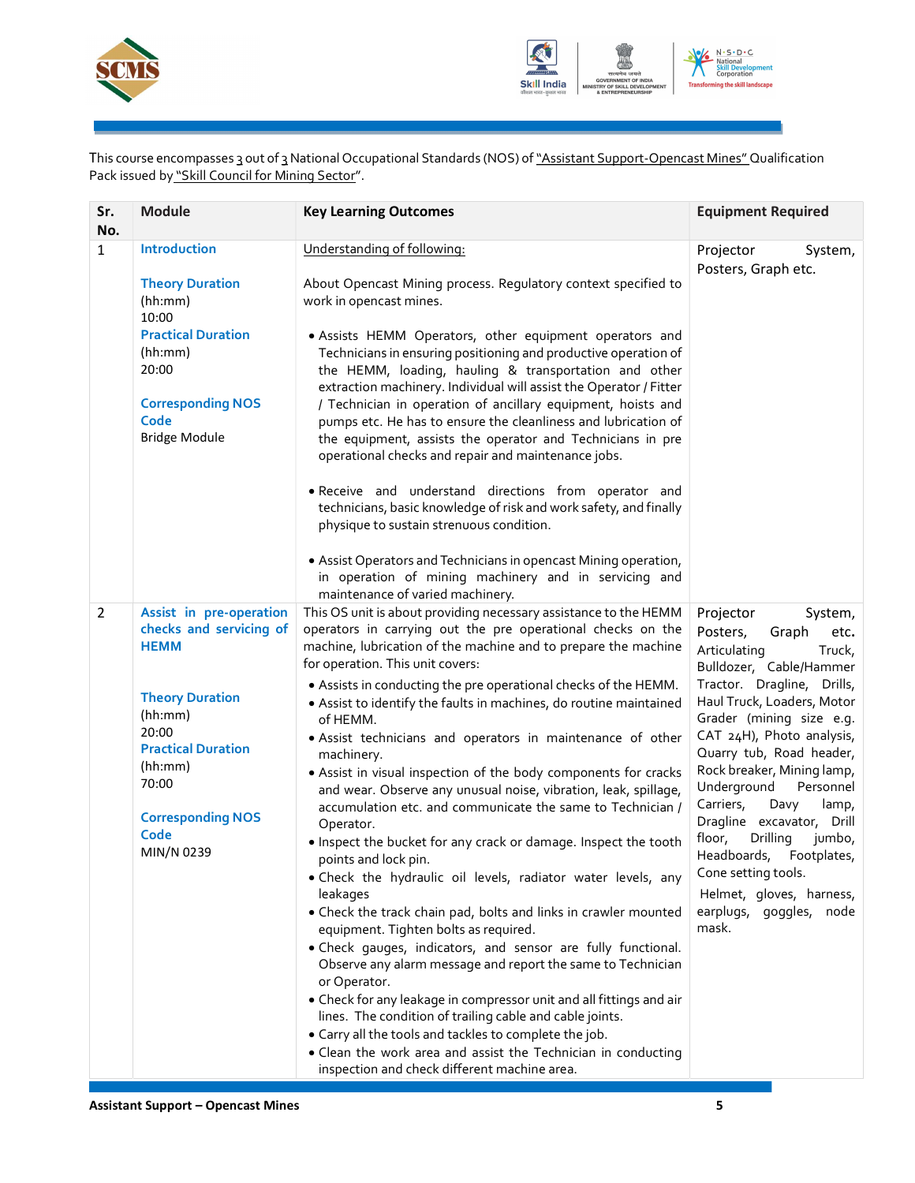This course encompasses 3 out of 3 National Occupational Standards (NOS) of "Assistant Support-Opencast Mines" Qualification Pack issued by "Skill Council for Mining Sector".

| Sr. No. | Module | Key Learning Outcomes | Equipment Required |
|---|---|---|---|
| 1 | **Introduction**<br><br>**Theory Duration** (hh:mm)<br>10:00<br>**Practical Duration** (hh:mm)<br>20:00<br><br>**Corresponding NOS Code**<br>Bridge Module | Understanding of following:<br><br>About Opencast Mining process. Regulatory context specified to work in opencast mines.<br><br>• Assists HEMM Operators, other equipment operators and Technicians in ensuring positioning and productive operation of the HEMM, loading, hauling & transportation and other extraction machinery. Individual will assist the Operator / Fitter / Technician in operation of ancillary equipment, hoists and pumps etc. He has to ensure the cleanliness and lubrication of the equipment, assists the operator and Technicians in pre operational checks and repair and maintenance jobs.<br><br>• Receive and understand directions from operator and technicians, basic knowledge of risk and work safety, and finally physique to sustain strenuous condition.<br><br>• Assist Operators and Technicians in opencast Mining operation, in operation of mining machinery and in servicing and maintenance of varied machinery. | Projector System, Posters, Graph etc. |
| 2 | **Assist in pre-operation checks and servicing of HEMM**<br><br>**Theory Duration** (hh:mm)<br>20:00<br>**Practical Duration** (hh:mm)<br>70:00<br><br>**Corresponding NOS Code**<br>MIN/N 0239 | This OS unit is about providing necessary assistance to the HEMM operators in carrying out the pre operational checks on the machine, lubrication of the machine and to prepare the machine for operation. This unit covers:<br>• Assists in conducting the pre operational checks of the HEMM.<br>• Assist to identify the faults in machines, do routine maintained of HEMM.<br>• Assist technicians and operators in maintenance of other machinery.<br>• Assist in visual inspection of the body components for cracks and wear. Observe any unusual noise, vibration, leak, spillage, accumulation etc. and communicate the same to Technician / Operator.<br>• Inspect the bucket for any crack or damage. Inspect the tooth points and lock pin.<br>• Check the hydraulic oil levels, radiator water levels, any leakages<br>• Check the track chain pad, bolts and links in crawler mounted equipment. Tighten bolts as required.<br>• Check gauges, indicators, and sensor are fully functional. Observe any alarm message and report the same to Technician or Operator.<br>• Check for any leakage in compressor unit and all fittings and air lines. The condition of trailing cable and cable joints.<br>• Carry all the tools and tackles to complete the job.<br>• Clean the work area and assist the Technician in conducting inspection and check different machine area. | Projector System, Posters, Graph etc. Articulating Truck, Bulldozer, Cable/Hammer Tractor. Dragline, Drills, Haul Truck, Loaders, Motor Grader (mining size e.g. CAT 24H), Photo analysis, Quarry tub, Road header, Rock breaker, Mining lamp, Underground Personnel Carriers, Davy lamp, Dragline excavator, Drill floor, Drilling jumbo, Headboards, Footplates, Cone setting tools.<br><br>Helmet, gloves, harness, earplugs, goggles, node mask. |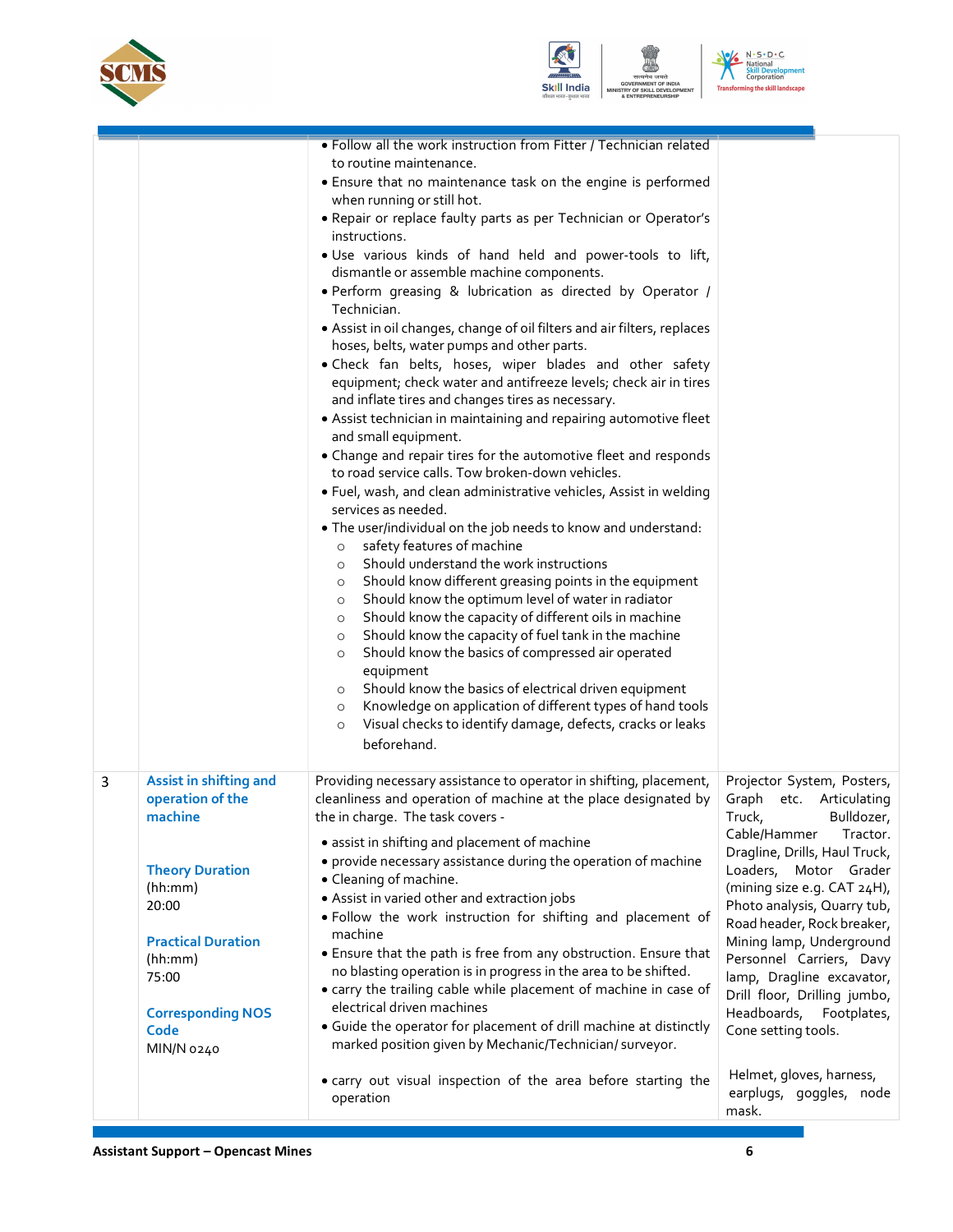| | | | |
|---|---|---|---|
| | | • Follow all the work instruction from Fitter / Technician related to routine maintenance.<br>• Ensure that no maintenance task on the engine is performed when running or still hot.<br>• Repair or replace faulty parts as per Technician or Operator's instructions.<br>• Use various kinds of hand held and power-tools to lift, dismantle or assemble machine components.<br>• Perform greasing & lubrication as directed by Operator / Technician.<br>• Assist in oil changes, change of oil filters and air filters, replaces hoses, belts, water pumps and other parts.<br>• Check fan belts, hoses, wiper blades and other safety equipment; check water and antifreeze levels; check air in tires and inflate tires and changes tires as necessary.<br>• Assist technician in maintaining and repairing automotive fleet and small equipment.<br>• Change and repair tires for the automotive fleet and responds to road service calls. Tow broken-down vehicles.<br>• Fuel, wash, and clean administrative vehicles, Assist in welding services as needed.<br>• The user/individual on the job needs to know and understand:<br>  ○ safety features of machine<br>  ○ Should understand the work instructions<br>  ○ Should know different greasing points in the equipment<br>  ○ Should know the optimum level of water in radiator<br>  ○ Should know the capacity of different oils in machine<br>  ○ Should know the capacity of fuel tank in the machine<br>  ○ Should know the basics of compressed air operated equipment<br>  ○ Should know the basics of electrical driven equipment<br>  ○ Knowledge on application of different types of hand tools<br>  ○ Visual checks to identify damage, defects, cracks or leaks beforehand. | |
| 3 | **Assist in shifting and operation of the machine**<br><br>**Theory Duration** (hh:mm) 20:00<br><br>**Practical Duration** (hh:mm) 75:00<br><br>**Corresponding NOS Code** MIN/N 0240 | Providing necessary assistance to operator in shifting, placement, cleanliness and operation of machine at the place designated by the in charge. The task covers -<br>• assist in shifting and placement of machine<br>• provide necessary assistance during the operation of machine<br>• Cleaning of machine.<br>• Assist in varied other and extraction jobs<br>• Follow the work instruction for shifting and placement of machine<br>• Ensure that the path is free from obstruction. Ensure that no blasting operation is in progress in the area to be shifted.<br>• carry the trailing cable while placement of machine in case of electrical driven machines<br>• Guide the operator for placement of drill machine at distinctly marked position given by Mechanic/Technician/ surveyor.<br>• carry out visual inspection of the area before starting the operation | Projector System, Posters, Graph etc. Articulating Truck, Bulldozer, Cable/Hammer Tractor. Dragline, Drills, Haul Truck, Loaders, Motor Grader (mining size e.g. CAT 24H), Photo analysis, Quarry tub, Road header, Rock breaker, Mining lamp, Underground Personnel Carriers, Davy lamp, Dragline excavator, Drill floor, Drilling jumbo, Headboards, Footplates, Cone setting tools.<br><br>Helmet, gloves, harness, earplugs, goggles, node mask. |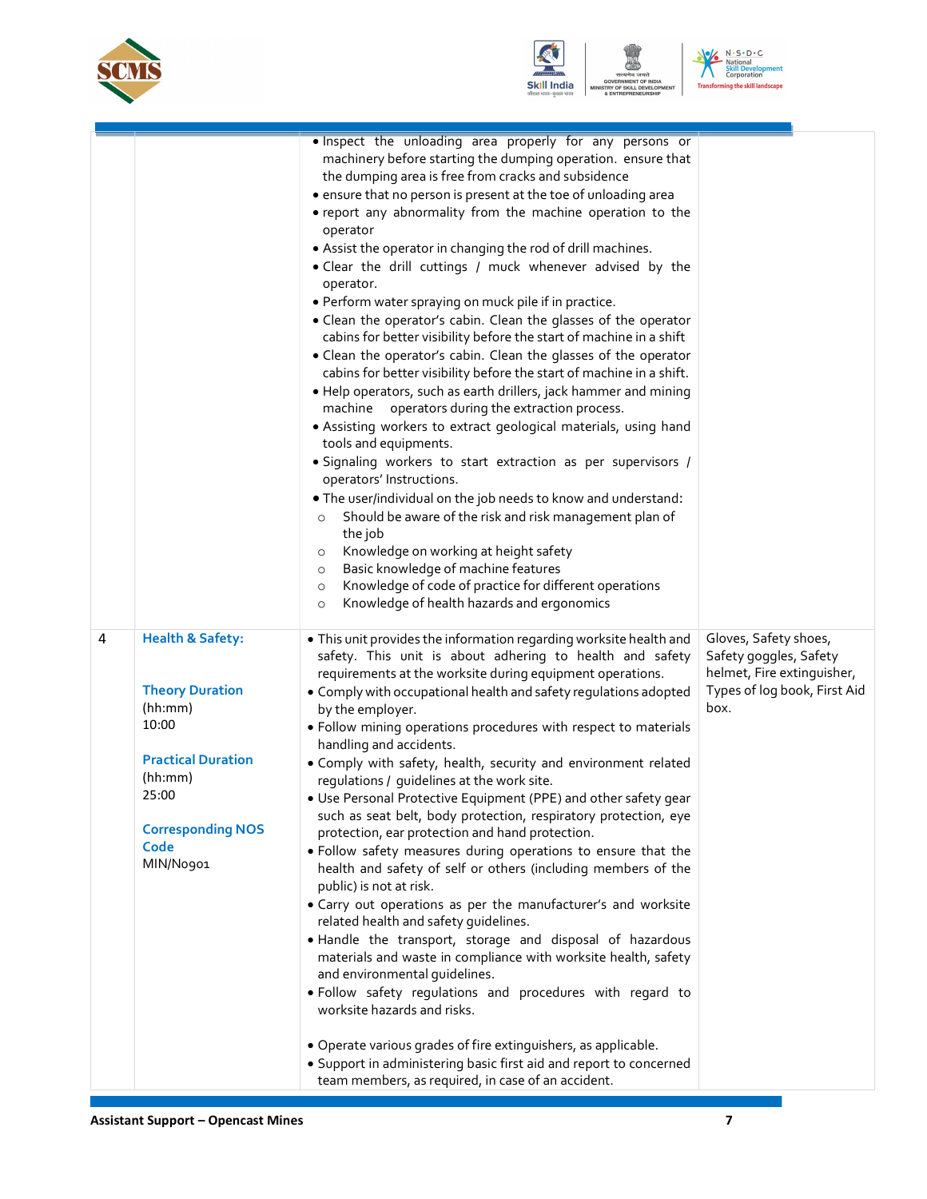| | | | |
|---|---|---|---|
| | | • Inspect the unloading area properly for any persons or machinery before starting the dumping operation. ensure that the dumping area is free from cracks and subsidence<br>• ensure that no person is present at the toe of unloading area<br>• report any abnormality from the machine operation to the operator<br>• Assist the operator in changing the rod of drill machines.<br>• Clear the drill cuttings / muck whenever advised by the operator.<br>• Perform water spraying on muck pile if in practice.<br>• Clean the operator's cabin. Clean the glasses of the operator cabins for better visibility before the start of machine in a shift<br>• Clean the operator's cabin. Clean the glasses of the operator cabins for better visibility before the start of machine in a shift.<br>• Help operators, such as earth drillers, jack hammer and mining machine operators during the extraction process.<br>• Assisting workers to extract geological materials, using hand tools and equipments.<br>• Signaling workers to start extraction as per supervisors / operators' Instructions.<br>• The user/individual on the job needs to know and understand:<br>  ○ Should be aware of the risk and risk management plan of the job<br>  ○ Knowledge on working at height safety<br>  ○ Basic knowledge of machine features<br>  ○ Knowledge of code of practice for different operations<br>  ○ Knowledge of health hazards and ergonomics | |
| 4 | **Health & Safety:**<br><br>**Theory Duration**<br>(hh:mm)<br>10:00<br><br>**Practical Duration**<br>(hh:mm)<br>25:00<br><br>**Corresponding NOS Code**<br>MIN/N0901 | • This unit provides the information regarding worksite health and safety. This unit is about adhering to health and safety requirements at the worksite during equipment operations.<br>• Comply with occupational health and safety regulations adopted by the employer.<br>• Follow mining operations procedures with respect to materials handling and accidents.<br>• Comply with safety, health, security and environment related regulations / guidelines at the work site.<br>• Use Personal Protective Equipment (PPE) and other safety gear such as seat belt, body protection, respiratory protection, eye protection, ear protection and hand protection.<br>• Follow safety measures during operations to ensure that the health and safety of self or others (including members of the public) is not at risk.<br>• Carry out operations as per the manufacturer's and worksite related health and safety guidelines.<br>• Handle the transport, storage and disposal of hazardous materials and waste in compliance with worksite health, safety and environmental guidelines.<br>• Follow safety regulations and procedures with regard to worksite hazards and risks.<br><br>• Operate various grades of fire extinguishers, as applicable.<br>• Support in administering basic first aid and report to concerned team members, as required, in case of an accident. | Gloves, Safety shoes, Safety goggles, Safety helmet, Fire extinguisher, Types of log book, First Aid box. |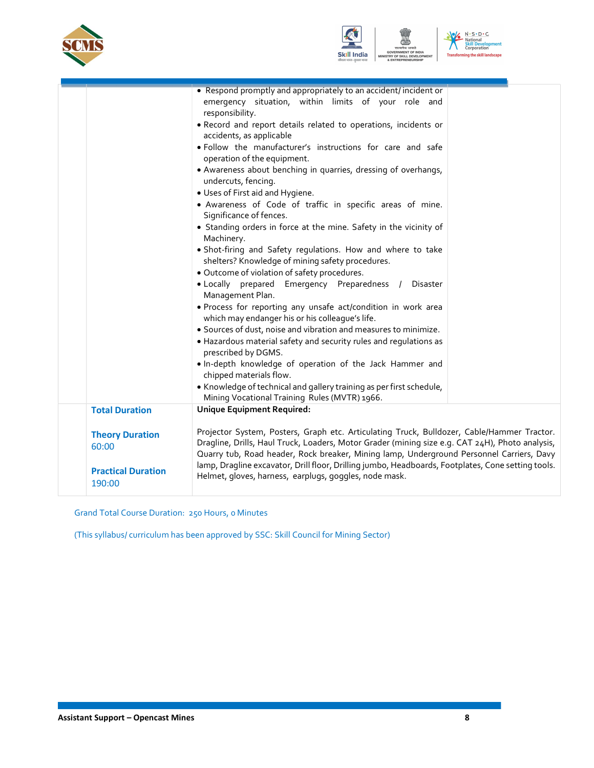| | | | |
|---|---|---|---|
| | | • Respond promptly and appropriately to an accident/ incident or emergency situation, within limits of your role and responsibility.<br>• Record and report details related to operations, incidents or accidents, as applicable<br>• Follow the manufacturer's instructions for care and safe operation of the equipment.<br>• Awareness about benching in quarries, dressing of overhangs, undercuts, fencing.<br>• Uses of First aid and Hygiene.<br>• Awareness of Code of traffic in specific areas of mine. Significance of fences.<br>• Standing orders in force at the mine. Safety in the vicinity of Machinery.<br>• Shot-firing and Safety regulations. How and where to take shelters? Knowledge of mining safety procedures.<br>• Outcome of violation of safety procedures.<br>• Locally prepared Emergency Preparedness / Disaster Management Plan.<br>• Process for reporting any unsafe act/condition in work area which may endanger his or his colleague's life.<br>• Sources of dust, noise and vibration and measures to minimize.<br>• Hazardous material safety and security rules and regulations as prescribed by DGMS.<br>• In-depth knowledge of operation of the Jack Hammer and chipped materials flow.<br>• Knowledge of technical and gallery training as per first schedule, Mining Vocational Training Rules (MVTR) 1966. | |
| | **Total Duration**<br><br>**Theory Duration**<br>60:00<br><br>**Practical Duration**<br>190:00 | **Unique Equipment Required:**<br><br>Projector System, Posters, Graph etc. Articulating Truck, Bulldozer, Cable/Hammer Tractor. Dragline, Drills, Haul Truck, Loaders, Motor Grader (mining size e.g. CAT 24H), Photo analysis, Quarry tub, Road header, Rock breaker, Mining lamp, Underground Personnel Carriers, Davy lamp, Dragline excavator, Drill floor, Drilling jumbo, Headboards, Footplates, Cone setting tools. Helmet, gloves, harness, earplugs, goggles, node mask. | |

Grand Total Course Duration: 250 Hours, 0 Minutes

(This syllabus/ curriculum has been approved by SSC: Skill Council for Mining Sector)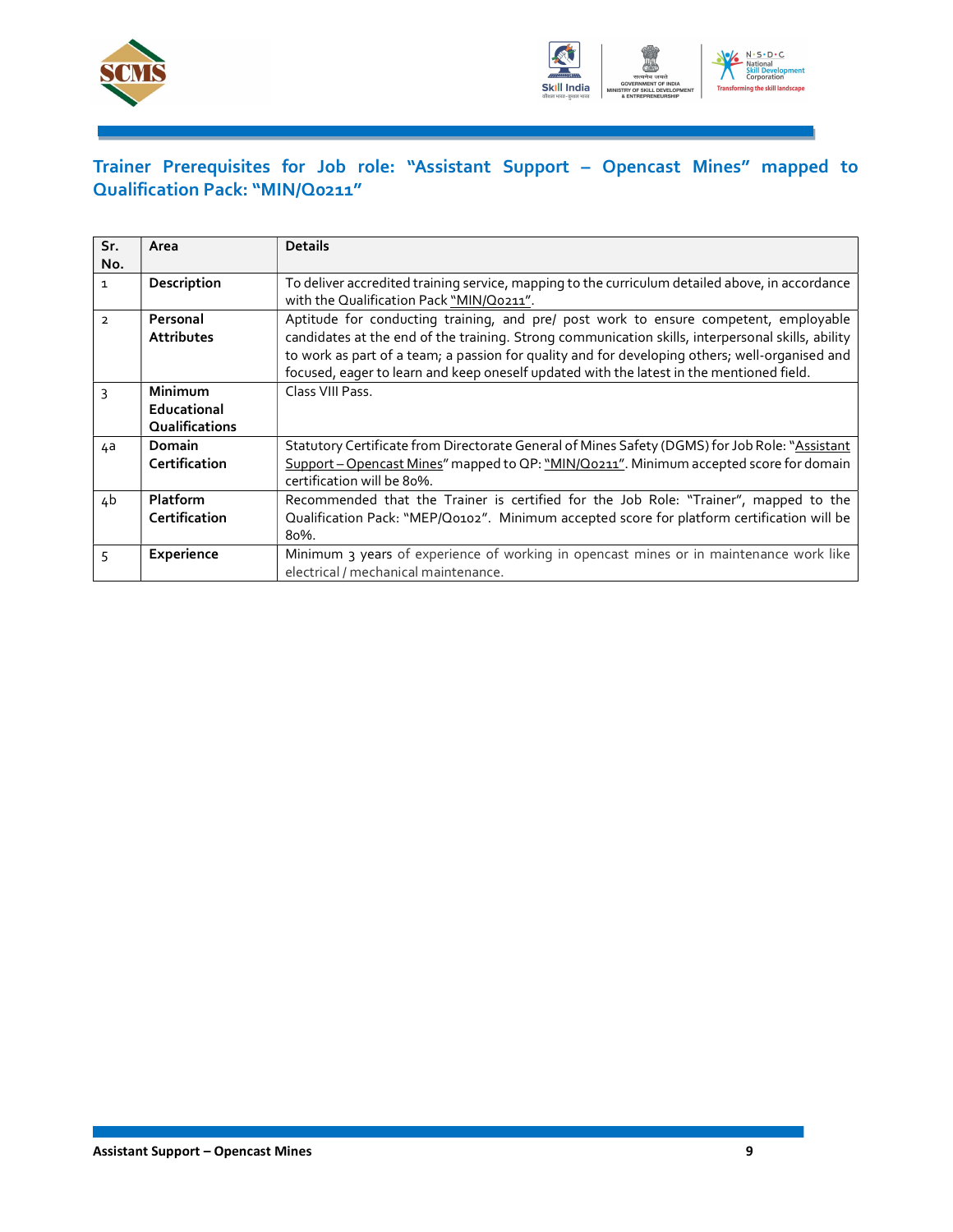## Trainer Prerequisites for Job role: "Assistant Support – Opencast Mines" mapped to Qualification Pack: "MIN/Q0211"

| Sr. No. | Area | Details |
|---|---|---|
| 1 | **Description** | To deliver accredited training service, mapping to the curriculum detailed above, in accordance with the Qualification Pack "MIN/Q0211". |
| 2 | **Personal Attributes** | Aptitude for conducting training, and pre/ post work to ensure competent, employable candidates at the end of the training. Strong communication skills, interpersonal skills, ability to work as part of a team; a passion for quality and for developing others; well-organised and focused, eager to learn and keep oneself updated with the latest in the mentioned field. |
| 3 | **Minimum Educational Qualifications** | Class VIII Pass. |
| 4a | **Domain Certification** | Statutory Certificate from Directorate General of Mines Safety (DGMS) for Job Role: "Assistant Support – Opencast Mines" mapped to QP: "MIN/Q0211". Minimum accepted score for domain certification will be 80%. |
| 4b | **Platform Certification** | Recommended that the Trainer is certified for the Job Role: "Trainer", mapped to the Qualification Pack: "MEP/Q0102". Minimum accepted score for platform certification will be 80%. |
| 5 | **Experience** | Minimum 3 years of experience of working in opencast mines or in maintenance work like electrical / mechanical maintenance. |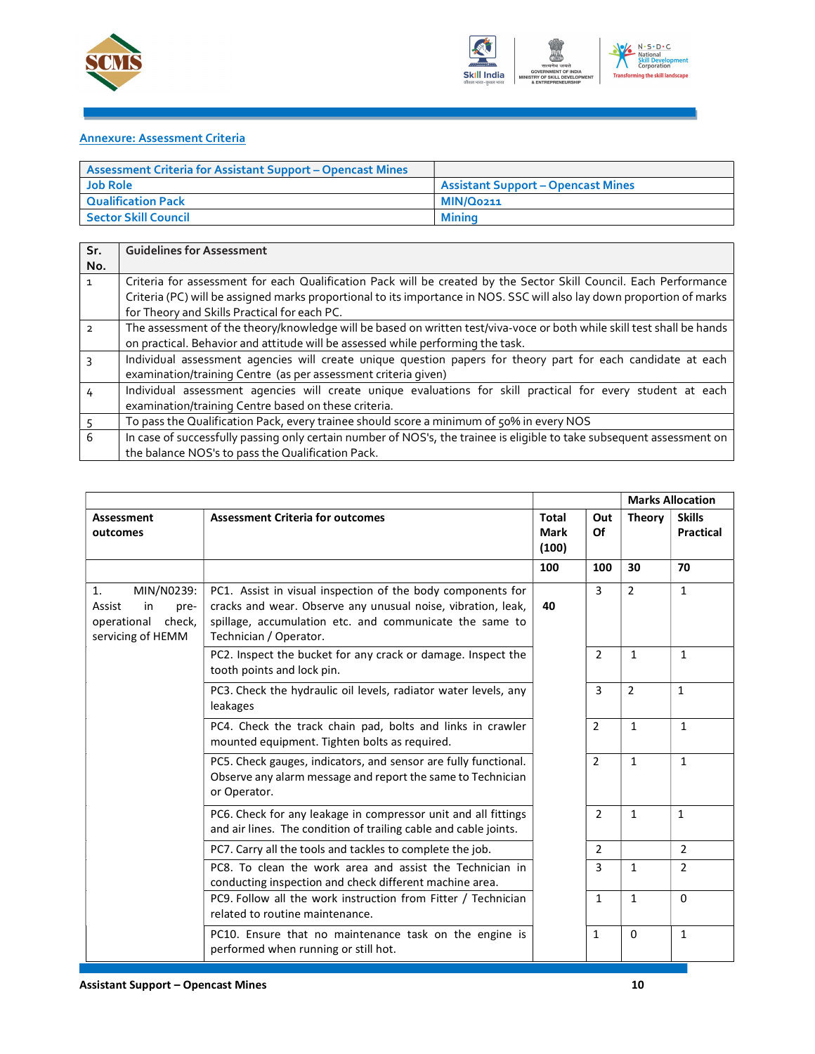## Annexure: Assessment Criteria

| Assessment Criteria for Assistant Support – Opencast Mines | |
|---|---|
| Job Role | Assistant Support – Opencast Mines |
| Qualification Pack | MIN/Q0211 |
| Sector Skill Council | Mining |

| Sr. No. | Guidelines for Assessment |
|---|---|
| 1 | Criteria for assessment for each Qualification Pack will be created by the Sector Skill Council. Each Performance Criteria (PC) will be assigned marks proportional to its importance in NOS. SSC will also lay down proportion of marks for Theory and Skills Practical for each PC. |
| 2 | The assessment of the theory/knowledge will be based on written test/viva-voce or both while skill test shall be hands on practical. Behavior and attitude will be assessed while performing the task. |
| 3 | Individual assessment agencies will create unique question papers for theory part for each candidate at each examination/training Centre (as per assessment criteria given) |
| 4 | Individual assessment agencies will create unique evaluations for skill practical for every student at each examination/training Centre based on these criteria. |
| 5 | To pass the Qualification Pack, every trainee should score a minimum of 50% in every NOS |
| 6 | In case of successfully passing only certain number of NOS's, the trainee is eligible to take subsequent assessment on the balance NOS's to pass the Qualification Pack. |

| | | | | Marks Allocation | |
|---|---|---|---|---|---|
| **Assessment outcomes** | **Assessment Criteria for outcomes** | **Total Mark (100)** | **Out Of** | **Theory** | **Skills Practical** |
| | | **100** | **100** | **30** | **70** |
| 1. MIN/N0239: Assist in pre-operational check, servicing of HEMM | PC1. Assist in visual inspection of the body components for cracks and wear. Observe any unusual noise, vibration, leak, spillage, accumulation etc. and communicate the same to Technician / Operator. | 40 | 3 | 2 | 1 |
| | PC2. Inspect the bucket for any crack or damage. Inspect the tooth points and lock pin. | | 2 | 1 | 1 |
| | PC3. Check the hydraulic oil levels, radiator water levels, any leakages | | 3 | 2 | 1 |
| | PC4. Check the track chain pad, bolts and links in crawler mounted equipment. Tighten bolts as required. | | 2 | 1 | 1 |
| | PC5. Check gauges, indicators, and sensor are fully functional. Observe any alarm message and report the same to Technician or Operator. | | 2 | 1 | 1 |
| | PC6. Check for any leakage in compressor unit and all fittings and air lines. The condition of trailing cable and cable joints. | | 2 | 1 | 1 |
| | PC7. Carry all the tools and tackles to complete the job. | | 2 | | 2 |
| | PC8. To clean the work area and assist the Technician in conducting inspection and check different machine area. | | 3 | 1 | 2 |
| | PC9. Follow all the work instruction from Fitter / Technician related to routine maintenance. | | 1 | 1 | 0 |
| | PC10. Ensure that no maintenance task on the engine is performed when running or still hot. | | 1 | 0 | 1 |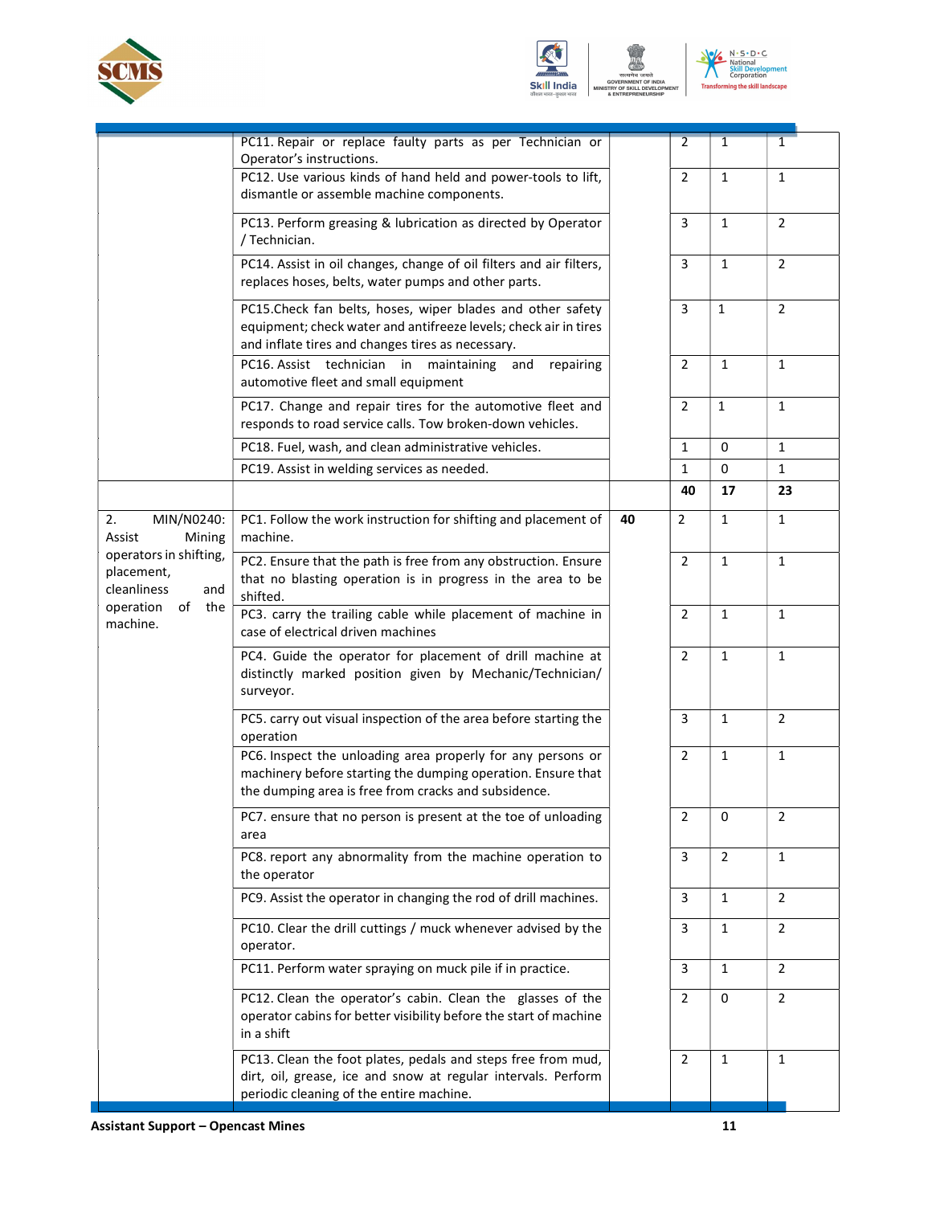| | | | | | |
|---|---|---|---|---|---|
| | PC11. Repair or replace faulty parts as per Technician or Operator's instructions. | | 2 | 1 | 1 |
| | PC12. Use various kinds of hand held and power-tools to lift, dismantle or assemble machine components. | | 2 | 1 | 1 |
| | PC13. Perform greasing & lubrication as directed by Operator / Technician. | | 3 | 1 | 2 |
| | PC14. Assist in oil changes, change of oil filters and air filters, replaces hoses, belts, water pumps and other parts. | | 3 | 1 | 2 |
| | PC15.Check fan belts, hoses, wiper blades and other safety equipment; check water and antifreeze levels; check air in tires and inflate tires and changes tires as necessary. | | 3 | 1 | 2 |
| | PC16. Assist technician in maintaining and repairing automotive fleet and small equipment | | 2 | 1 | 1 |
| | PC17. Change and repair tires for the automotive fleet and responds to road service calls. Tow broken-down vehicles. | | 2 | 1 | 1 |
| | PC18. Fuel, wash, and clean administrative vehicles. | | 1 | 0 | 1 |
| | PC19. Assist in welding services as needed. | | 1 | 0 | 1 |
| | | | **40** | **17** | **23** |
| 2. MIN/N0240: Assist Mining operators in shifting, placement, cleanliness and operation of the machine. | PC1. Follow the work instruction for shifting and placement of machine. | **40** | 2 | 1 | 1 |
| | PC2. Ensure that the path is free from any obstruction. Ensure that no blasting operation is in progress in the area to be shifted. | | 2 | 1 | 1 |
| | PC3. carry the trailing cable while placement of machine in case of electrical driven machines | | 2 | 1 | 1 |
| | PC4. Guide the operator for placement of drill machine at distinctly marked position given by Mechanic/Technician/ surveyor. | | 2 | 1 | 1 |
| | PC5. carry out visual inspection of the area before starting the operation | | 3 | 1 | 2 |
| | PC6. Inspect the unloading area properly for any persons or machinery before starting the dumping operation. Ensure that the dumping area is free from cracks and subsidence. | | 2 | 1 | 1 |
| | PC7. ensure that no person is present at the toe of unloading area | | 2 | 0 | 2 |
| | PC8. report any abnormality from the machine operation to the operator | | 3 | 2 | 1 |
| | PC9. Assist the operator in changing the rod of drill machines. | | 3 | 1 | 2 |
| | PC10. Clear the drill cuttings / muck whenever advised by the operator. | | 3 | 1 | 2 |
| | PC11. Perform water spraying on muck pile if in practice. | | 3 | 1 | 2 |
| | PC12. Clean the operator's cabin. Clean the glasses of the operator cabins for better visibility before the start of machine in a shift | | 2 | 0 | 2 |
| | PC13. Clean the foot plates, pedals and steps free from mud, dirt, oil, grease, ice and snow at regular intervals. Perform periodic cleaning of the entire machine. | | 2 | 1 | 1 |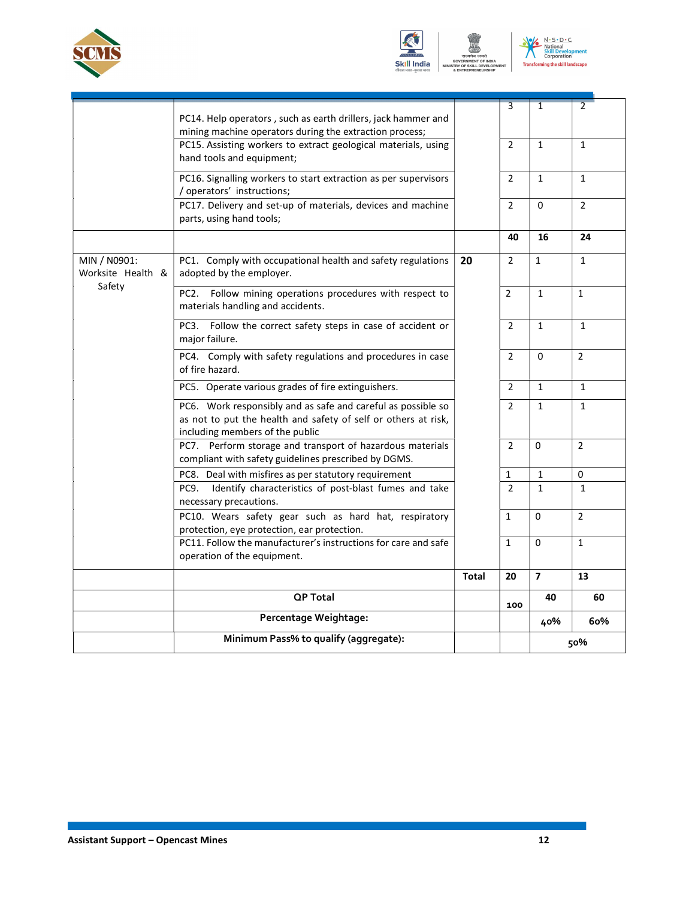| | | | | | |
|---|---|---|---|---|---|
| | PC14. Help operators , such as earth drillers, jack hammer and mining machine operators during the extraction process; | | 3 | 1 | 2 |
| | PC15. Assisting workers to extract geological materials, using hand tools and equipment; | | 2 | 1 | 1 |
| | PC16. Signalling workers to start extraction as per supervisors / operators' instructions; | | 2 | 1 | 1 |
| | PC17. Delivery and set-up of materials, devices and machine parts, using hand tools; | | 2 | 0 | 2 |
| | | | **40** | **16** | **24** |
| MIN / N0901: Worksite Health & Safety | PC1. Comply with occupational health and safety regulations adopted by the employer. | **20** | 2 | 1 | 1 |
| | PC2. Follow mining operations procedures with respect to materials handling and accidents. | | 2 | 1 | 1 |
| | PC3. Follow the correct safety steps in case of accident or major failure. | | 2 | 1 | 1 |
| | PC4. Comply with safety regulations and procedures in case of fire hazard. | | 2 | 0 | 2 |
| | PC5. Operate various grades of fire extinguishers. | | 2 | 1 | 1 |
| | PC6. Work responsibly and as safe and careful as possible so as not to put the health and safety of self or others at risk, including members of the public | | 2 | 1 | 1 |
| | PC7. Perform storage and transport of hazardous materials compliant with safety guidelines prescribed by DGMS. | | 2 | 0 | 2 |
| | PC8. Deal with misfires as per statutory requirement | | 1 | 1 | 0 |
| | PC9. Identify characteristics of post-blast fumes and take necessary precautions. | | 2 | 1 | 1 |
| | PC10. Wears safety gear such as hard hat, respiratory protection, eye protection, ear protection. | | 1 | 0 | 2 |
| | PC11. Follow the manufacturer's instructions for care and safe operation of the equipment. | | 1 | 0 | 1 |
| | | **Total** | **20** | **7** | **13** |
| | **QP Total** | | **100** | **40** | **60** |
| | **Percentage Weightage:** | | | **40%** | **60%** |
| | **Minimum Pass% to qualify (aggregate):** | | | **50%** | |